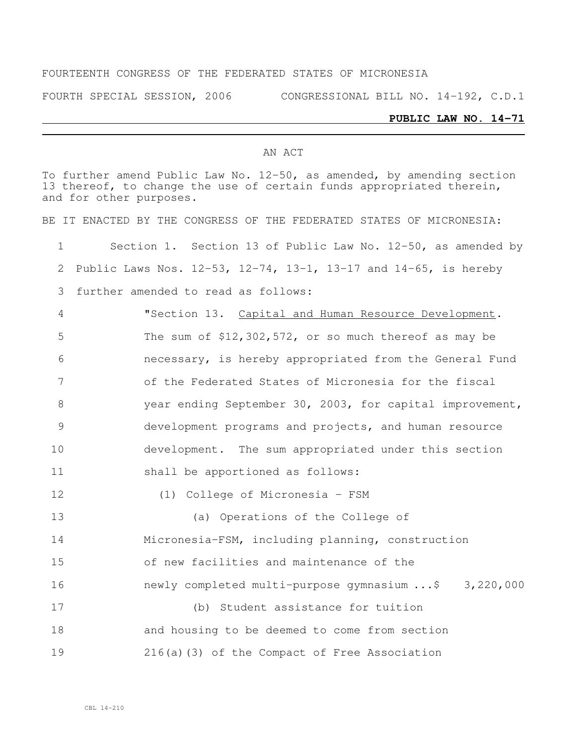FOURTEENTH CONGRESS OF THE FEDERATED STATES OF MICRONESIA

FOURTH SPECIAL SESSION, 2006 CONGRESSIONAL BILL NO. 14-192, C.D.1

**PUBLIC LAW NO. 14-71**

AN ACT

To further amend Public Law No. 12-50, as amended, by amending section 13 thereof, to change the use of certain funds appropriated therein, and for other purposes.

BE IT ENACTED BY THE CONGRESS OF THE FEDERATED STATES OF MICRONESIA:

1 Section 1. Section 13 of Public Law No. 12-50, as amended by
2 Public Laws Nos. 12-53, 12-74, 13-1, 13-17 and 14-65, is hereby
3 further amended to read as follows:

4 "Section 13. Capital and Human Resource Development.
5 The sum of $12,302,572, or so much thereof as may be
6 necessary, is hereby appropriated from the General Fund
7 of the Federated States of Micronesia for the fiscal
8 year ending September 30, 2003, for capital improvement,
9 development programs and projects, and human resource
10 development. The sum appropriated under this section
11 shall be apportioned as follows:

12 (1) College of Micronesia - FSM
13 (a) Operations of the College of
14 Micronesia-FSM, including planning, construction
15 of new facilities and maintenance of the
16 newly completed multi-purpose gymnasium ...$ 3,220,000
17 (b) Student assistance for tuition
18 and housing to be deemed to come from section
19 216(a)(3) of the Compact of Free Association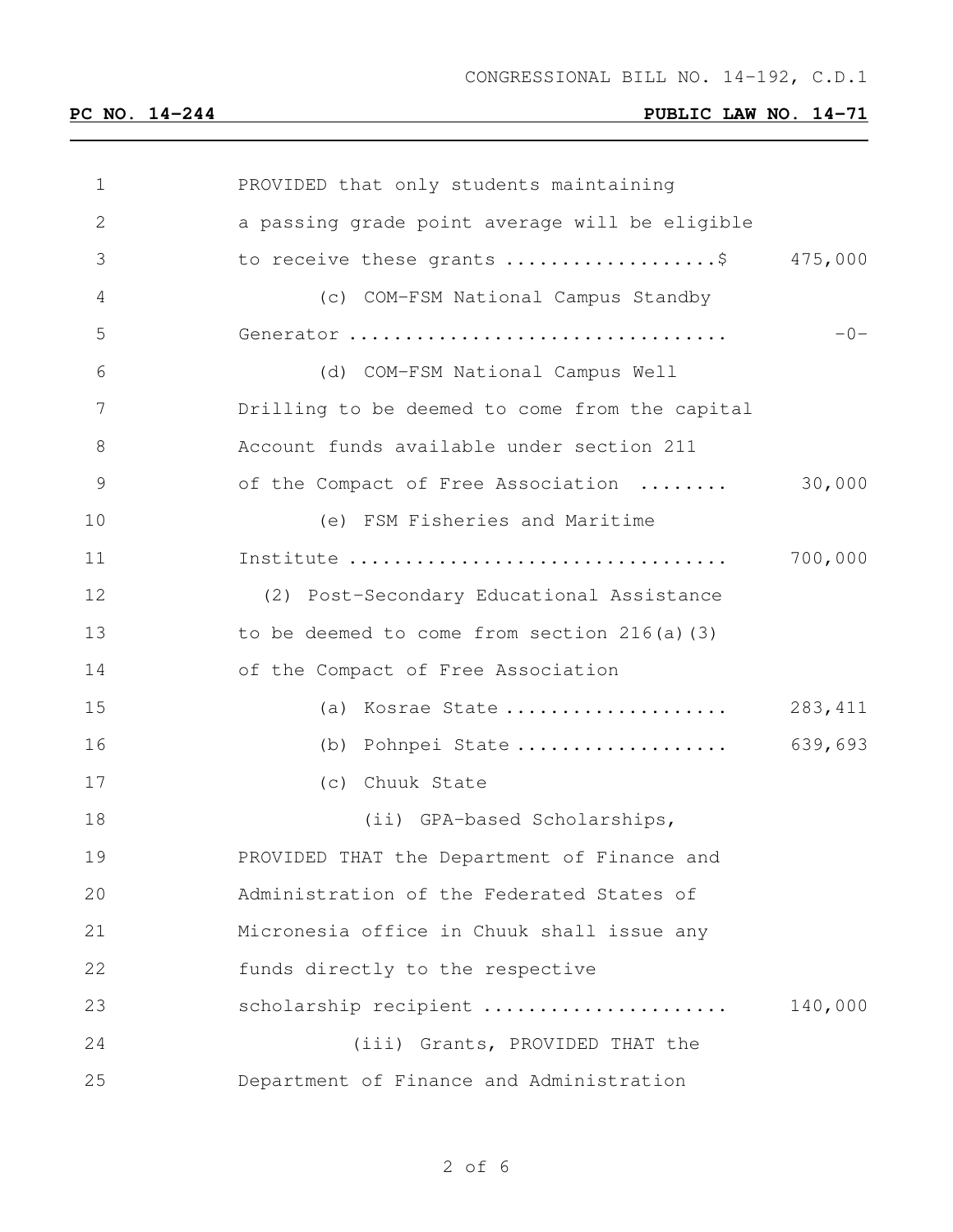PROVIDED that only students maintaining a passing grade point average will be eligible to receive these grants ..................$ 475,000

(c) COM-FSM National Campus Standby Generator ................................ -0-

(d) COM-FSM National Campus Well Drilling to be deemed to come from the capital Account funds available under section 211 of the Compact of Free Association ........ 30,000

(e) FSM Fisheries and Maritime Institute ................................ 700,000

(2) Post-Secondary Educational Assistance to be deemed to come from section 216(a)(3) of the Compact of Free Association

(a) Kosrae State .................... 283,411

(b) Pohnpei State ................... 639,693

(c) Chuuk State

(ii) GPA-based Scholarships, PROVIDED THAT the Department of Finance and Administration of the Federated States of Micronesia office in Chuuk shall issue any funds directly to the respective scholarship recipient ..................... 140,000

(iii) Grants, PROVIDED THAT the Department of Finance and Administration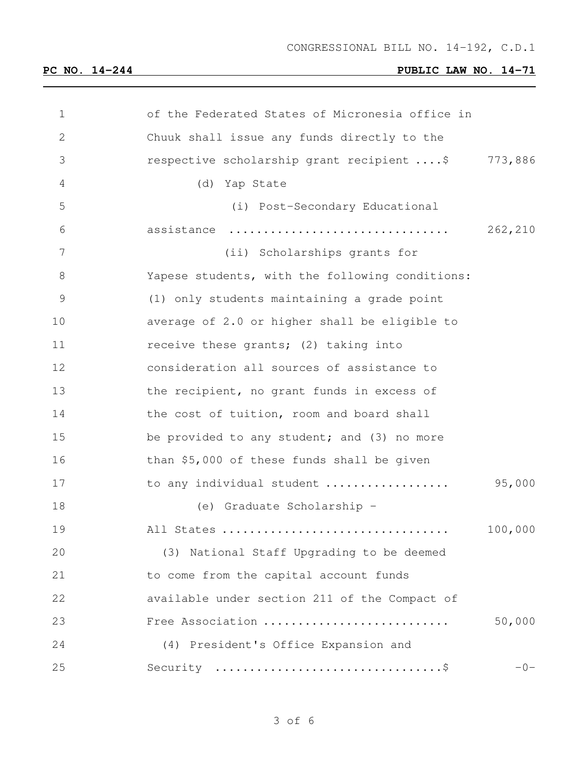of the Federated States of Micronesia office in Chuuk shall issue any funds directly to the respective scholarship grant recipient ....$ 773,886

(d) Yap State

(i) Post-Secondary Educational assistance .............................. 262,210

(ii) Scholarships grants for Yapese students, with the following conditions: (1) only students maintaining a grade point average of 2.0 or higher shall be eligible to receive these grants; (2) taking into consideration all sources of assistance to the recipient, no grant funds in excess of the cost of tuition, room and board shall be provided to any student; and (3) no more than $5,000 of these funds shall be given to any individual student ................. 95,000

(e) Graduate Scholarship - All States ............................... 100,000

(3) National Staff Upgrading to be deemed to come from the capital account funds available under section 211 of the Compact of Free Association .......................... 50,000

(4) President's Office Expansion and Security ...............................$ -0-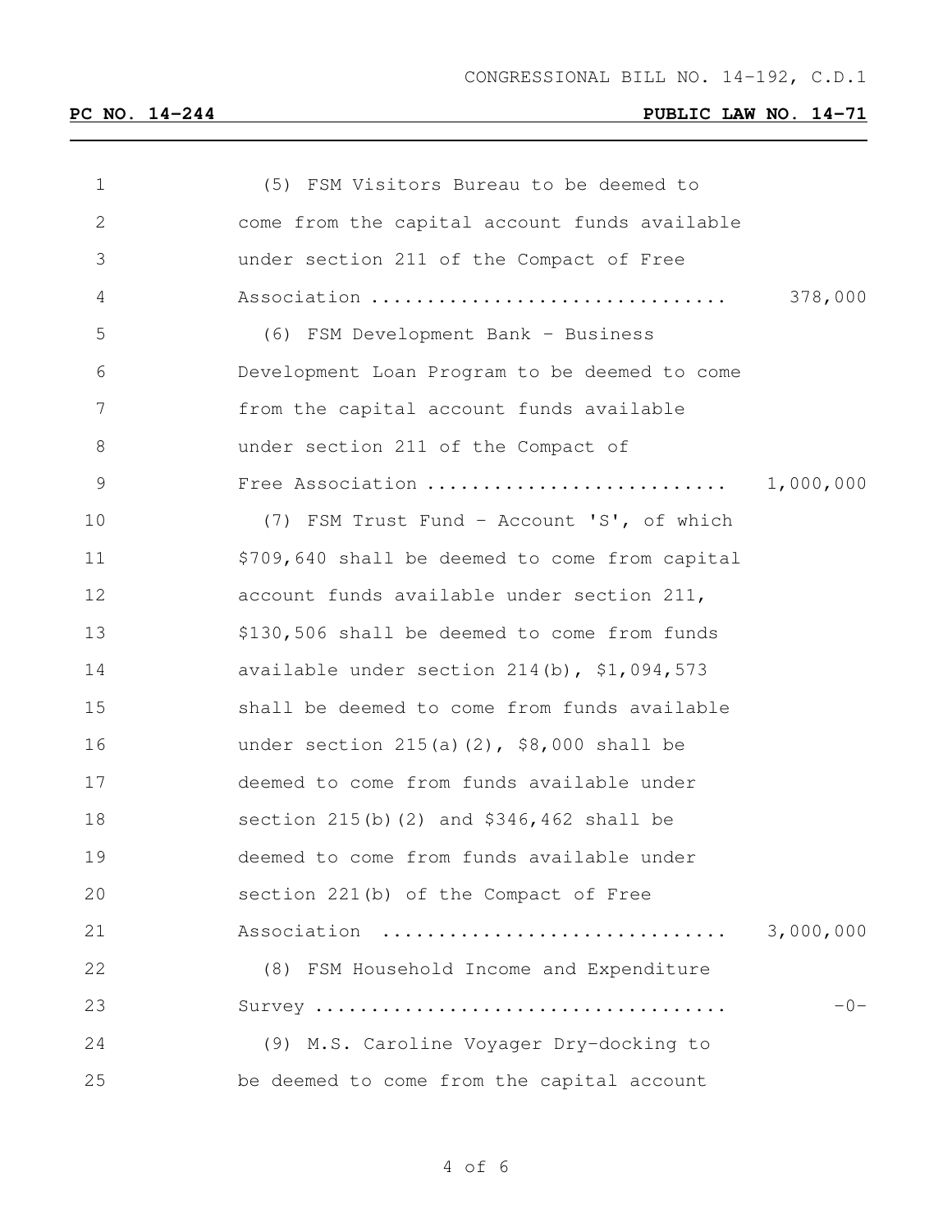| | |
|---|---|
| (5) FSM Visitors Bureau to be deemed to come from the capital account funds available under section 211 of the Compact of Free Association ................................ | 378,000 |
| (6) FSM Development Bank - Business Development Loan Program to be deemed to come from the capital account funds available under section 211 of the Compact of Free Association .......................... | 1,000,000 |
| (7) FSM Trust Fund - Account 'S', of which $709,640 shall be deemed to come from capital account funds available under section 211, $130,506 shall be deemed to come from funds available under section 214(b), $1,094,573 shall be deemed to come from funds available under section 215(a)(2), $8,000 shall be deemed to come from funds available under section 215(b)(2) and $346,462 shall be deemed to come from funds available under section 221(b) of the Compact of Free Association .............................. | 3,000,000 |
| (8) FSM Household Income and Expenditure Survey .................................... | -0- |
| (9) M.S. Caroline Voyager Dry-docking to be deemed to come from the capital account | |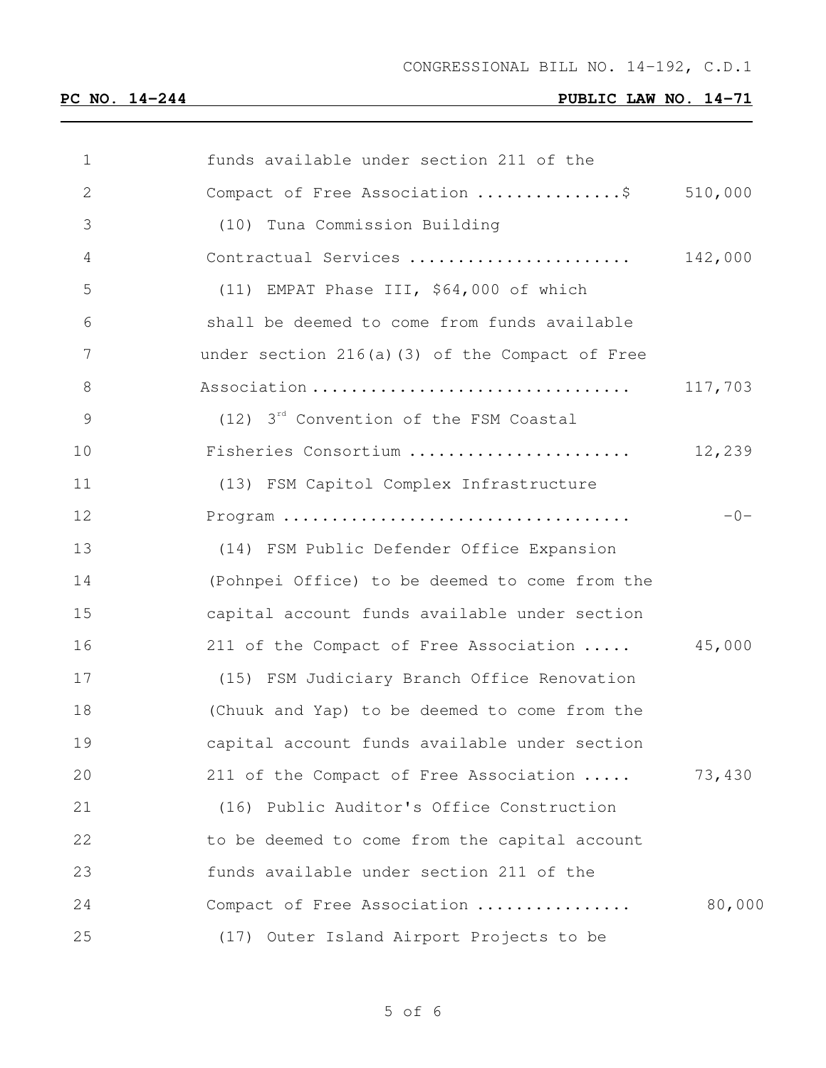funds available under section 211 of the Compact of Free Association ...............$ 510,000

(10) Tuna Commission Building Contractual Services ...................... 142,000

(11) EMPAT Phase III, $64,000 of which shall be deemed to come from funds available under section 216(a)(3) of the Compact of Free Association ................................ 117,703

(12) 3rd Convention of the FSM Coastal Fisheries Consortium ...................... 12,239

(13) FSM Capitol Complex Infrastructure Program .................................. -0-

(14) FSM Public Defender Office Expansion (Pohnpei Office) to be deemed to come from the capital account funds available under section 211 of the Compact of Free Association ..... 45,000

(15) FSM Judiciary Branch Office Renovation (Chuuk and Yap) to be deemed to come from the capital account funds available under section 211 of the Compact of Free Association ..... 73,430

(16) Public Auditor's Office Construction to be deemed to come from the capital account funds available under section 211 of the Compact of Free Association ................ 80,000

(17) Outer Island Airport Projects to be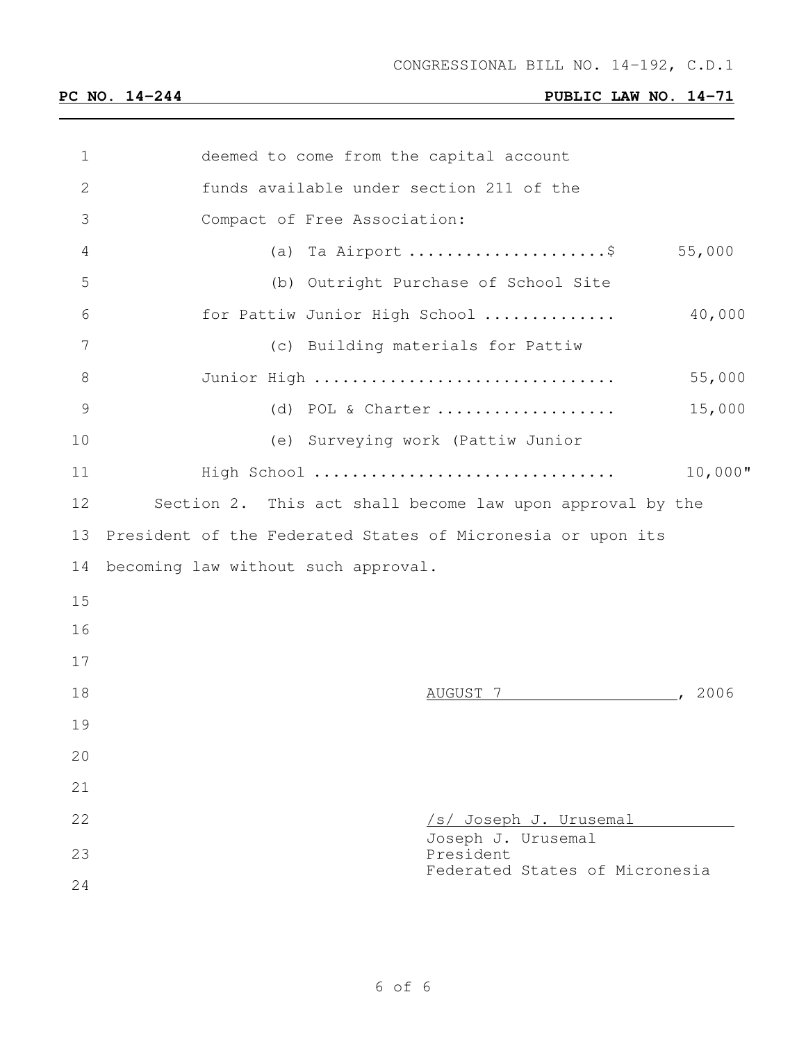deemed to come from the capital account funds available under section 211 of the Compact of Free Association:

| | |
|---|---|
| (a) Ta Airport .....................$ | 55,000 |
| (b) Outright Purchase of School Site for Pattiw Junior High School .............. | 40,000 |
| (c) Building materials for Pattiw Junior High ............................... | 55,000 |
| (d) POL & Charter .................. | 15,000 |
| (e) Surveying work (Pattiw Junior High School ............................... | 10,000" |

Section 2. This act shall become law upon approval by the President of the Federated States of Micronesia or upon its becoming law without such approval.

AUGUST 7, 2006

/s/ Joseph J. Urusemal
Joseph J. Urusemal
President
Federated States of Micronesia